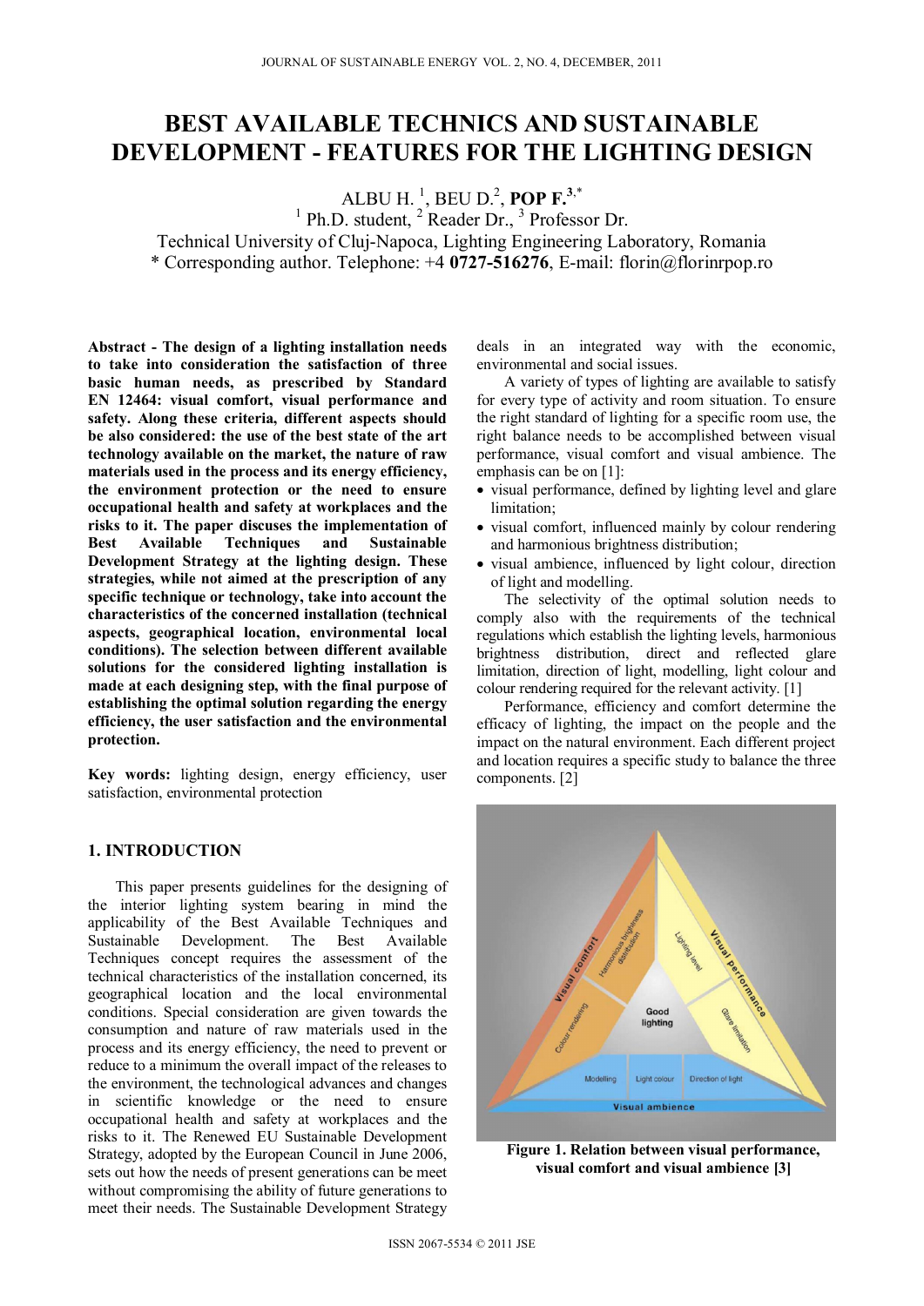# BEST AVAILABLE TECHNICS AND SUSTAINABLE DEVELOPMENT - FEATURES FOR THE LIGHTING DESIGN

ALBU H. [1], BEU D.[2], **POP F.**[3,*]

[1] Ph.D. student, [2] Reader Dr., [3] Professor Dr.

Technical University of Cluj-Napoca, Lighting Engineering Laboratory, Romania

\* Corresponding author. Telephone: +4 **0727-516276**, E-mail: florin@florinrpop.ro

**Abstract - The design of a lighting installation needs to take into consideration the satisfaction of three basic human needs, as prescribed by Standard EN 12464: visual comfort, visual performance and safety. Along these criteria, different aspects should be also considered: the use of the best state of the art technology available on the market, the nature of raw materials used in the process and its energy efficiency, the environment protection or the need to ensure occupational health and safety at workplaces and the risks to it. The paper discuses the implementation of Best Available Techniques and Sustainable Development Strategy at the lighting design. These strategies, while not aimed at the prescription of any specific technique or technology, take into account the characteristics of the concerned installation (technical aspects, geographical location, environmental local conditions). The selection between different available solutions for the considered lighting installation is made at each designing step, with the final purpose of establishing the optimal solution regarding the energy efficiency, the user satisfaction and the environmental protection.**

**Key words:** lighting design, energy efficiency, user satisfaction, environmental protection

## 1. INTRODUCTION

This paper presents guidelines for the designing of the interior lighting system bearing in mind the applicability of the Best Available Techniques and Sustainable Development. The Best Available Techniques concept requires the assessment of the technical characteristics of the installation concerned, its geographical location and the local environmental conditions. Special consideration are given towards the consumption and nature of raw materials used in the process and its energy efficiency, the need to prevent or reduce to a minimum the overall impact of the releases to the environment, the technological advances and changes in scientific knowledge or the need to ensure occupational health and safety at workplaces and the risks to it. The Renewed EU Sustainable Development Strategy, adopted by the European Council in June 2006, sets out how the needs of present generations can be meet without compromising the ability of future generations to meet their needs. The Sustainable Development Strategy deals in an integrated way with the economic, environmental and social issues.

A variety of types of lighting are available to satisfy for every type of activity and room situation. To ensure the right standard of lighting for a specific room use, the right balance needs to be accomplished between visual performance, visual comfort and visual ambience. The emphasis can be on [1]:

- visual performance, defined by lighting level and glare limitation;
- visual comfort, influenced mainly by colour rendering and harmonious brightness distribution;
- visual ambience, influenced by light colour, direction of light and modelling.

The selectivity of the optimal solution needs to comply also with the requirements of the technical regulations which establish the lighting levels, harmonious brightness distribution, direct and reflected glare limitation, direction of light, modelling, light colour and colour rendering required for the relevant activity. [1]

Performance, efficiency and comfort determine the efficacy of lighting, the impact on the people and the impact on the natural environment. Each different project and location requires a specific study to balance the three components. [2]

Visual comfort

Harmonious brightness distribution

Colour rendering

Lighting level

Visual performance

Glare limitation

Good lighting

Modelling

Light colour

Direction of light

Visual ambience

**Figure 1. Relation between visual performance, visual comfort and visual ambience [3]**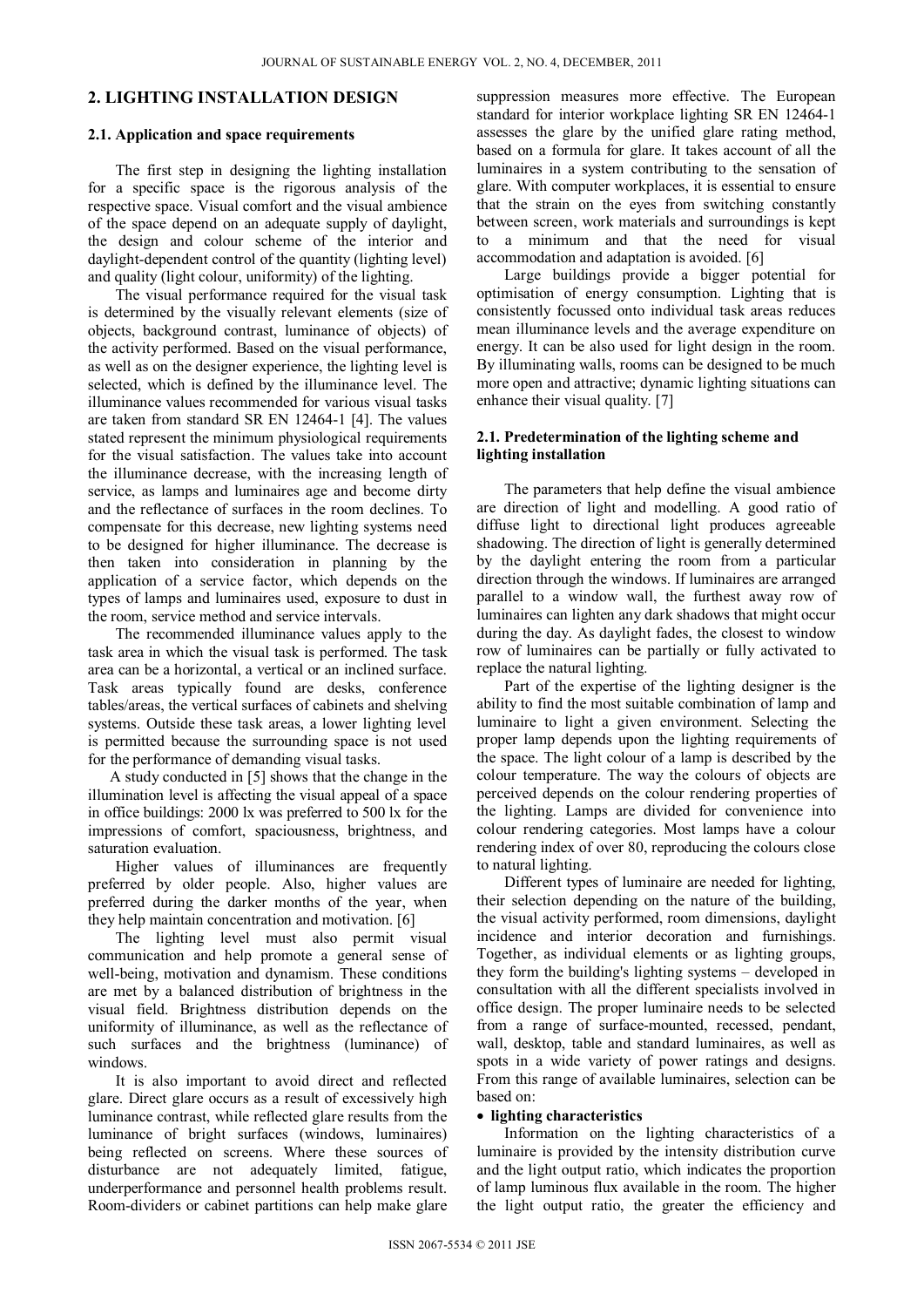## 2. LIGHTING INSTALLATION DESIGN

### 2.1. Application and space requirements

The first step in designing the lighting installation for a specific space is the rigorous analysis of the respective space. Visual comfort and the visual ambience of the space depend on an adequate supply of daylight, the design and colour scheme of the interior and daylight-dependent control of the quantity (lighting level) and quality (light colour, uniformity) of the lighting.

The visual performance required for the visual task is determined by the visually relevant elements (size of objects, background contrast, luminance of objects) of the activity performed. Based on the visual performance, as well as on the designer experience, the lighting level is selected, which is defined by the illuminance level. The illuminance values recommended for various visual tasks are taken from standard SR EN 12464-1 [4]. The values stated represent the minimum physiological requirements for the visual satisfaction. The values take into account the illuminance decrease, with the increasing length of service, as lamps and luminaires age and become dirty and the reflectance of surfaces in the room declines. To compensate for this decrease, new lighting systems need to be designed for higher illuminance. The decrease is then taken into consideration in planning by the application of a service factor, which depends on the types of lamps and luminaires used, exposure to dust in the room, service method and service intervals.

The recommended illuminance values apply to the task area in which the visual task is performed. The task area can be a horizontal, a vertical or an inclined surface. Task areas typically found are desks, conference tables/areas, the vertical surfaces of cabinets and shelving systems. Outside these task areas, a lower lighting level is permitted because the surrounding space is not used for the performance of demanding visual tasks.

A study conducted in [5] shows that the change in the illumination level is affecting the visual appeal of a space in office buildings: 2000 lx was preferred to 500 lx for the impressions of comfort, spaciousness, brightness, and saturation evaluation.

Higher values of illuminances are frequently preferred by older people. Also, higher values are preferred during the darker months of the year, when they help maintain concentration and motivation. [6]

The lighting level must also permit visual communication and help promote a general sense of well-being, motivation and dynamism. These conditions are met by a balanced distribution of brightness in the visual field. Brightness distribution depends on the uniformity of illuminance, as well as the reflectance of such surfaces and the brightness (luminance) of windows.

It is also important to avoid direct and reflected glare. Direct glare occurs as a result of excessively high luminance contrast, while reflected glare results from the luminance of bright surfaces (windows, luminaires) being reflected on screens. Where these sources of disturbance are not adequately limited, fatigue, underperformance and personnel health problems result. Room-dividers or cabinet partitions can help make glare suppression measures more effective. The European standard for interior workplace lighting SR EN 12464-1 assesses the glare by the unified glare rating method, based on a formula for glare. It takes account of all the luminaires in a system contributing to the sensation of glare. With computer workplaces, it is essential to ensure that the strain on the eyes from switching constantly between screen, work materials and surroundings is kept to a minimum and that the need for visual accommodation and adaptation is avoided. [6]

Large buildings provide a bigger potential for optimisation of energy consumption. Lighting that is consistently focussed onto individual task areas reduces mean illuminance levels and the average expenditure on energy. It can be also used for light design in the room. By illuminating walls, rooms can be designed to be much more open and attractive; dynamic lighting situations can enhance their visual quality. [7]

### 2.1. Predetermination of the lighting scheme and lighting installation

The parameters that help define the visual ambience are direction of light and modelling. A good ratio of diffuse light to directional light produces agreeable shadowing. The direction of light is generally determined by the daylight entering the room from a particular direction through the windows. If luminaires are arranged parallel to a window wall, the furthest away row of luminaires can lighten any dark shadows that might occur during the day. As daylight fades, the closest to window row of luminaires can be partially or fully activated to replace the natural lighting.

Part of the expertise of the lighting designer is the ability to find the most suitable combination of lamp and luminaire to light a given environment. Selecting the proper lamp depends upon the lighting requirements of the space. The light colour of a lamp is described by the colour temperature. The way the colours of objects are perceived depends on the colour rendering properties of the lighting. Lamps are divided for convenience into colour rendering categories. Most lamps have a colour rendering index of over 80, reproducing the colours close to natural lighting.

Different types of luminaire are needed for lighting, their selection depending on the nature of the building, the visual activity performed, room dimensions, daylight incidence and interior decoration and furnishings. Together, as individual elements or as lighting groups, they form the building's lighting systems – developed in consultation with all the different specialists involved in office design. The proper luminaire needs to be selected from a range of surface-mounted, recessed, pendant, wall, desktop, table and standard luminaires, as well as spots in a wide variety of power ratings and designs. From this range of available luminaires, selection can be based on:

- **lighting characteristics**

Information on the lighting characteristics of a luminaire is provided by the intensity distribution curve and the light output ratio, which indicates the proportion of lamp luminous flux available in the room. The higher the light output ratio, the greater the efficiency and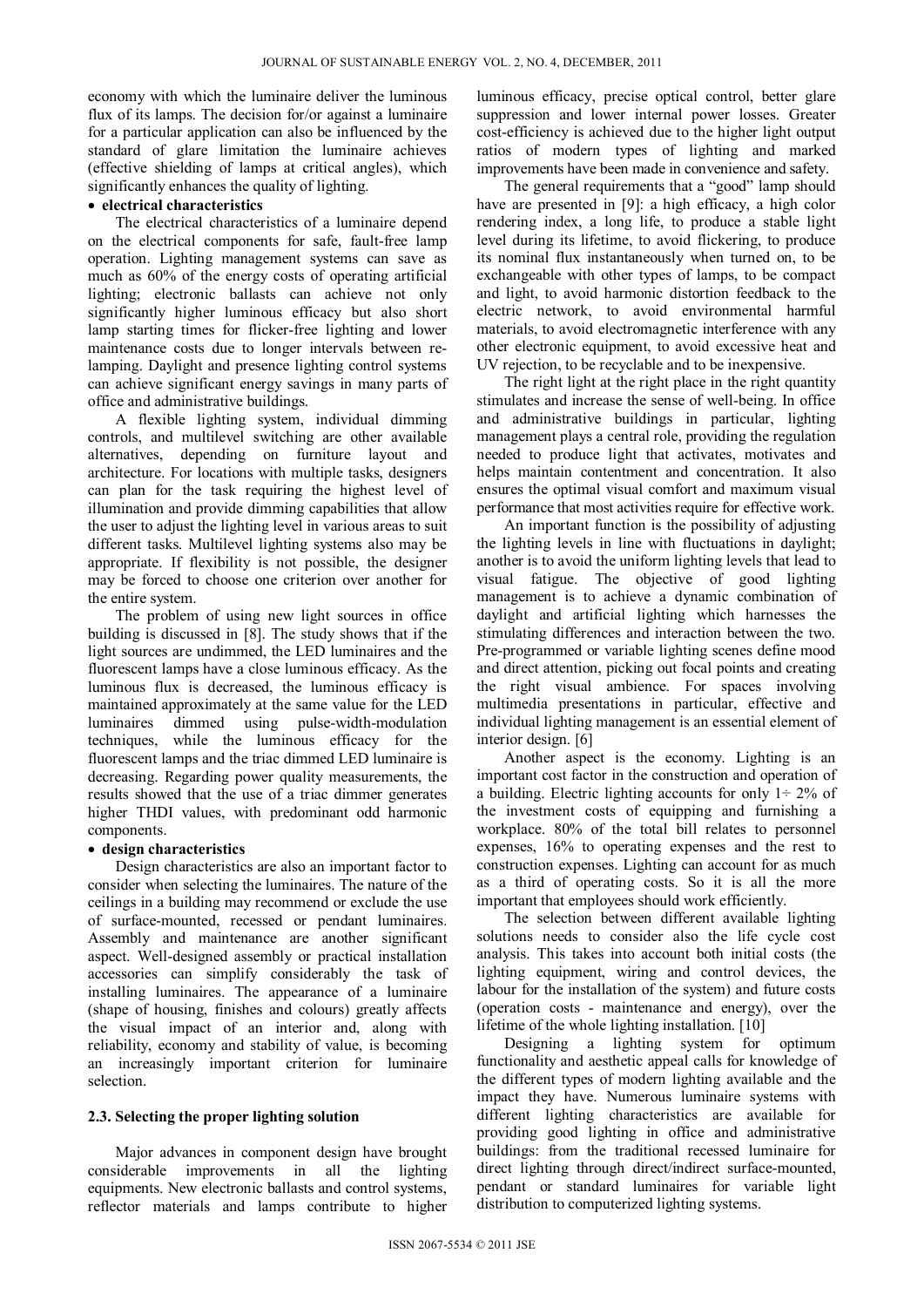economy with which the luminaire deliver the luminous flux of its lamps. The decision for/or against a luminaire for a particular application can also be influenced by the standard of glare limitation the luminaire achieves (effective shielding of lamps at critical angles), which significantly enhances the quality of lighting.

- **electrical characteristics**

The electrical characteristics of a luminaire depend on the electrical components for safe, fault-free lamp operation. Lighting management systems can save as much as 60% of the energy costs of operating artificial lighting; electronic ballasts can achieve not only significantly higher luminous efficacy but also short lamp starting times for flicker-free lighting and lower maintenance costs due to longer intervals between re-lamping. Daylight and presence lighting control systems can achieve significant energy savings in many parts of office and administrative buildings.

A flexible lighting system, individual dimming controls, and multilevel switching are other available alternatives, depending on furniture layout and architecture. For locations with multiple tasks, designers can plan for the task requiring the highest level of illumination and provide dimming capabilities that allow the user to adjust the lighting level in various areas to suit different tasks. Multilevel lighting systems also may be appropriate. If flexibility is not possible, the designer may be forced to choose one criterion over another for the entire system.

The problem of using new light sources in office building is discussed in [8]. The study shows that if the light sources are undimmed, the LED luminaires and the fluorescent lamps have a close luminous efficacy. As the luminous flux is decreased, the luminous efficacy is maintained approximately at the same value for the LED luminaires dimmed using pulse-width-modulation techniques, while the luminous efficacy for the fluorescent lamps and the triac dimmed LED luminaire is decreasing. Regarding power quality measurements, the results showed that the use of a triac dimmer generates higher THDI values, with predominant odd harmonic components.

- **design characteristics**

Design characteristics are also an important factor to consider when selecting the luminaires. The nature of the ceilings in a building may recommend or exclude the use of surface-mounted, recessed or pendant luminaires. Assembly and maintenance are another significant aspect. Well-designed assembly or practical installation accessories can simplify considerably the task of installing luminaires. The appearance of a luminaire (shape of housing, finishes and colours) greatly affects the visual impact of an interior and, along with reliability, economy and stability of value, is becoming an increasingly important criterion for luminaire selection.

### 2.3. Selecting the proper lighting solution

Major advances in component design have brought considerable improvements in all the lighting equipments. New electronic ballasts and control systems, reflector materials and lamps contribute to higher luminous efficacy, precise optical control, better glare suppression and lower internal power losses. Greater cost-efficiency is achieved due to the higher light output ratios of modern types of lighting and marked improvements have been made in convenience and safety.

The general requirements that a "good" lamp should have are presented in [9]: a high efficacy, a high color rendering index, a long life, to produce a stable light level during its lifetime, to avoid flickering, to produce its nominal flux instantaneously when turned on, to be exchangeable with other types of lamps, to be compact and light, to avoid harmonic distortion feedback to the electric network, to avoid environmental harmful materials, to avoid electromagnetic interference with any other electronic equipment, to avoid excessive heat and UV rejection, to be recyclable and to be inexpensive.

The right light at the right place in the right quantity stimulates and increase the sense of well-being. In office and administrative buildings in particular, lighting management plays a central role, providing the regulation needed to produce light that activates, motivates and helps maintain contentment and concentration. It also ensures the optimal visual comfort and maximum visual performance that most activities require for effective work.

An important function is the possibility of adjusting the lighting levels in line with fluctuations in daylight; another is to avoid the uniform lighting levels that lead to visual fatigue. The objective of good lighting management is to achieve a dynamic combination of daylight and artificial lighting which harnesses the stimulating differences and interaction between the two. Pre-programmed or variable lighting scenes define mood and direct attention, picking out focal points and creating the right visual ambience. For spaces involving multimedia presentations in particular, effective and individual lighting management is an essential element of interior design. [6]

Another aspect is the economy. Lighting is an important cost factor in the construction and operation of a building. Electric lighting accounts for only 1÷ 2% of the investment costs of equipping and furnishing a workplace. 80% of the total bill relates to personnel expenses, 16% to operating expenses and the rest to construction expenses. Lighting can account for as much as a third of operating costs. So it is all the more important that employees should work efficiently.

The selection between different available lighting solutions needs to consider also the life cycle cost analysis. This takes into account both initial costs (the lighting equipment, wiring and control devices, the labour for the installation of the system) and future costs (operation costs - maintenance and energy), over the lifetime of the whole lighting installation. [10]

Designing a lighting system for optimum functionality and aesthetic appeal calls for knowledge of the different types of modern lighting available and the impact they have. Numerous luminaire systems with different lighting characteristics are available for providing good lighting in office and administrative buildings: from the traditional recessed luminaire for direct lighting through direct/indirect surface-mounted, pendant or standard luminaires for variable light distribution to computerized lighting systems.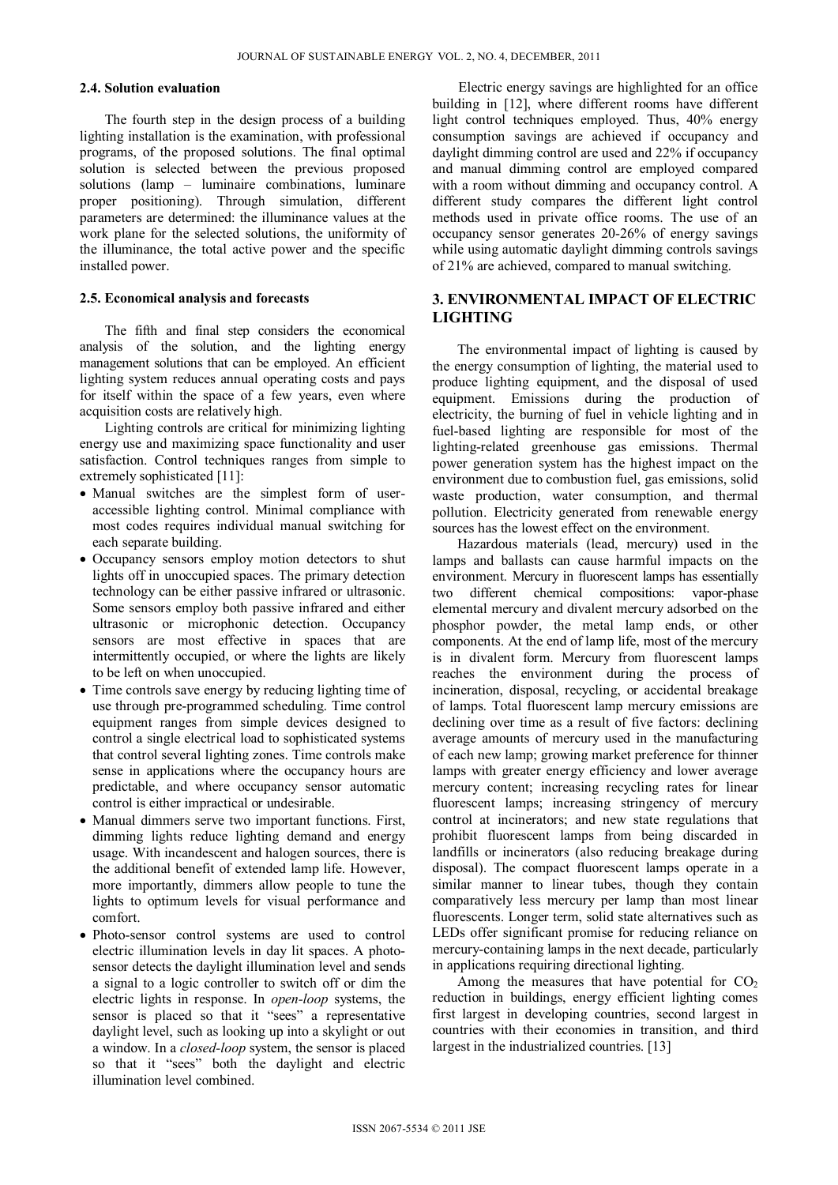### 2.4. Solution evaluation

The fourth step in the design process of a building lighting installation is the examination, with professional programs, of the proposed solutions. The final optimal solution is selected between the previous proposed solutions (lamp – luminaire combinations, luminare proper positioning). Through simulation, different parameters are determined: the illuminance values at the work plane for the selected solutions, the uniformity of the illuminance, the total active power and the specific installed power.

### 2.5. Economical analysis and forecasts

The fifth and final step considers the economical analysis of the solution, and the lighting energy management solutions that can be employed. An efficient lighting system reduces annual operating costs and pays for itself within the space of a few years, even where acquisition costs are relatively high.

Lighting controls are critical for minimizing lighting energy use and maximizing space functionality and user satisfaction. Control techniques ranges from simple to extremely sophisticated [11]:

- Manual switches are the simplest form of user-accessible lighting control. Minimal compliance with most codes requires individual manual switching for each separate building.
- Occupancy sensors employ motion detectors to shut lights off in unoccupied spaces. The primary detection technology can be either passive infrared or ultrasonic. Some sensors employ both passive infrared and either ultrasonic or microphonic detection. Occupancy sensors are most effective in spaces that are intermittently occupied, or where the lights are likely to be left on when unoccupied.
- Time controls save energy by reducing lighting time of use through pre-programmed scheduling. Time control equipment ranges from simple devices designed to control a single electrical load to sophisticated systems that control several lighting zones. Time controls make sense in applications where the occupancy hours are predictable, and where occupancy sensor automatic control is either impractical or undesirable.
- Manual dimmers serve two important functions. First, dimming lights reduce lighting demand and energy usage. With incandescent and halogen sources, there is the additional benefit of extended lamp life. However, more importantly, dimmers allow people to tune the lights to optimum levels for visual performance and comfort.
- Photo-sensor control systems are used to control electric illumination levels in day lit spaces. A photo-sensor detects the daylight illumination level and sends a signal to a logic controller to switch off or dim the electric lights in response. In *open-loop* systems, the sensor is placed so that it "sees" a representative daylight level, such as looking up into a skylight or out a window. In a *closed-loop* system, the sensor is placed so that it "sees" both the daylight and electric illumination level combined.

Electric energy savings are highlighted for an office building in [12], where different rooms have different light control techniques employed. Thus, 40% energy consumption savings are achieved if occupancy and daylight dimming control are used and 22% if occupancy and manual dimming control are employed compared with a room without dimming and occupancy control. A different study compares the different light control methods used in private office rooms. The use of an occupancy sensor generates 20-26% of energy savings while using automatic daylight dimming controls savings of 21% are achieved, compared to manual switching.

## 3. ENVIRONMENTAL IMPACT OF ELECTRIC LIGHTING

The environmental impact of lighting is caused by the energy consumption of lighting, the material used to produce lighting equipment, and the disposal of used equipment. Emissions during the production of electricity, the burning of fuel in vehicle lighting and in fuel-based lighting are responsible for most of the lighting-related greenhouse gas emissions. Thermal power generation system has the highest impact on the environment due to combustion fuel, gas emissions, solid waste production, water consumption, and thermal pollution. Electricity generated from renewable energy sources has the lowest effect on the environment.

Hazardous materials (lead, mercury) used in the lamps and ballasts can cause harmful impacts on the environment. Mercury in fluorescent lamps has essentially two different chemical compositions: vapor-phase elemental mercury and divalent mercury adsorbed on the phosphor powder, the metal lamp ends, or other components. At the end of lamp life, most of the mercury is in divalent form. Mercury from fluorescent lamps reaches the environment during the process of incineration, disposal, recycling, or accidental breakage of lamps. Total fluorescent lamp mercury emissions are declining over time as a result of five factors: declining average amounts of mercury used in the manufacturing of each new lamp; growing market preference for thinner lamps with greater energy efficiency and lower average mercury content; increasing recycling rates for linear fluorescent lamps; increasing stringency of mercury control at incinerators; and new state regulations that prohibit fluorescent lamps from being discarded in landfills or incinerators (also reducing breakage during disposal). The compact fluorescent lamps operate in a similar manner to linear tubes, though they contain comparatively less mercury per lamp than most linear fluorescents. Longer term, solid state alternatives such as LEDs offer significant promise for reducing reliance on mercury-containing lamps in the next decade, particularly in applications requiring directional lighting.

Among the measures that have potential for $CO_2$ reduction in buildings, energy efficient lighting comes first largest in developing countries, second largest in countries with their economies in transition, and third largest in the industrialized countries. [13]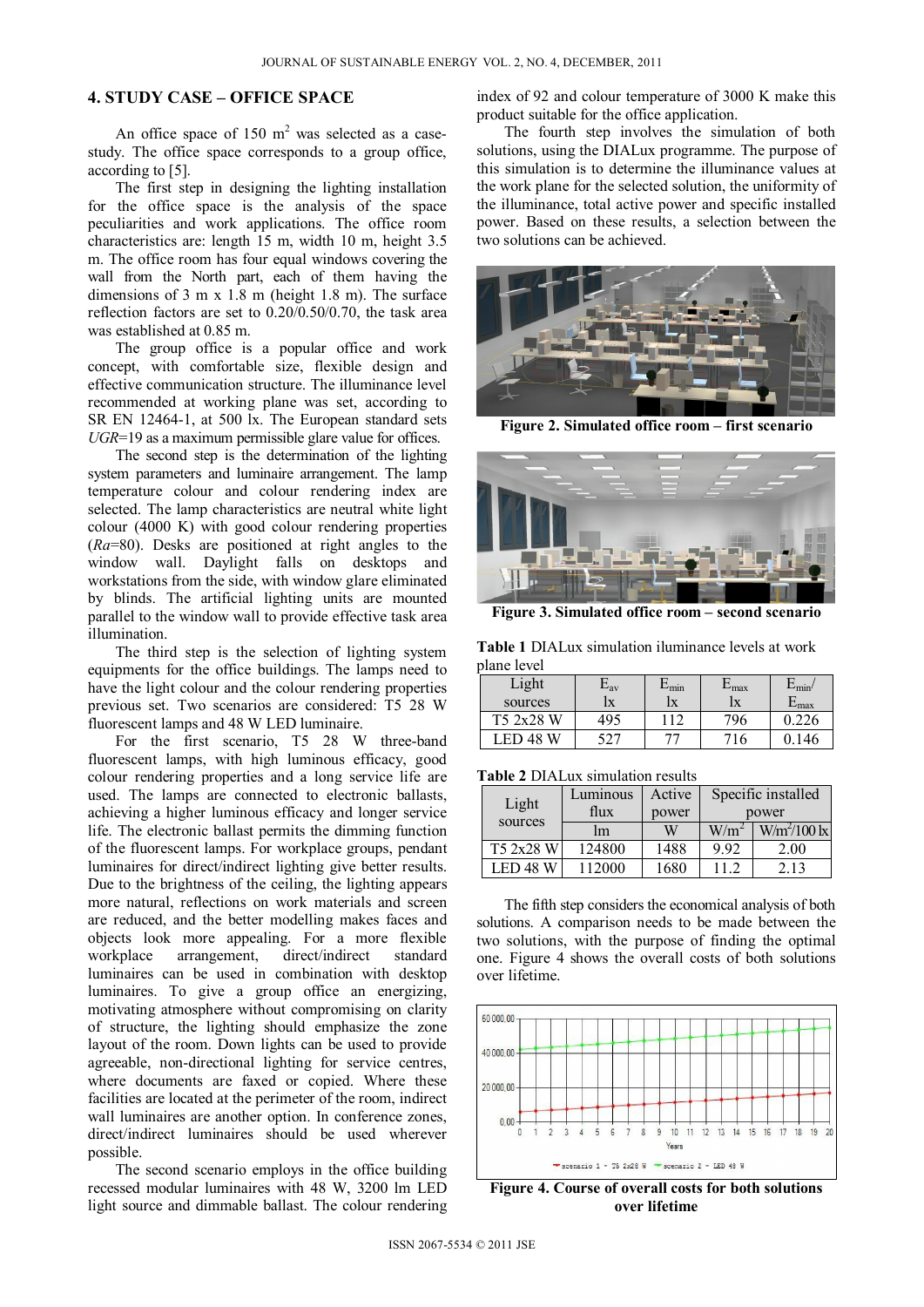## 4. STUDY CASE – OFFICE SPACE

An office space of 150 m$^2$ was selected as a case-study. The office space corresponds to a group office, according to [5].

The first step in designing the lighting installation for the office space is the analysis of the space peculiarities and work applications. The office room characteristics are: length 15 m, width 10 m, height 3.5 m. The office room has four equal windows covering the wall from the North part, each of them having the dimensions of 3 m x 1.8 m (height 1.8 m). The surface reflection factors are set to 0.20/0.50/0.70, the task area was established at 0.85 m.

The group office is a popular office and work concept, with comfortable size, flexible design and effective communication structure. The illuminance level recommended at working plane was set, according to SR EN 12464-1, at 500 lx. The European standard sets *UGR*=19 as a maximum permissible glare value for offices.

The second step is the determination of the lighting system parameters and luminaire arrangement. The lamp temperature colour and colour rendering index are selected. The lamp characteristics are neutral white light colour (4000 K) with good colour rendering properties (*Ra*=80). Desks are positioned at right angles to the window wall. Daylight falls on desktops and workstations from the side, with window glare eliminated by blinds. The artificial lighting units are mounted parallel to the window wall to provide effective task area illumination.

The third step is the selection of lighting system equipments for the office buildings. The lamps need to have the light colour and the colour rendering properties previous set. Two scenarios are considered: T5 28 W fluorescent lamps and 48 W LED luminaire.

For the first scenario, T5 28 W three-band fluorescent lamps, with high luminous efficacy, good colour rendering properties and a long service life are used. The lamps are connected to electronic ballasts, achieving a higher luminous efficacy and longer service life. The electronic ballast permits the dimming function of the fluorescent lamps. For workplace groups, pendant luminaires for direct/indirect lighting give better results. Due to the brightness of the ceiling, the lighting appears more natural, reflections on work materials and screen are reduced, and the better modelling makes faces and objects look more appealing. For a more flexible workplace arrangement, direct/indirect standard luminaires can be used in combination with desktop luminaires. To give a group office an energizing, motivating atmosphere without compromising on clarity of structure, the lighting should emphasize the zone layout of the room. Down lights can be used to provide agreeable, non-directional lighting for service centres, where documents are faxed or copied. Where these facilities are located at the perimeter of the room, indirect wall luminaires are another option. In conference zones, direct/indirect luminaires should be used wherever possible.

The second scenario employs in the office building recessed modular luminaires with 48 W, 3200 lm LED light source and dimmable ballast. The colour rendering index of 92 and colour temperature of 3000 K make this product suitable for the office application.

The fourth step involves the simulation of both solutions, using the DIALux programme. The purpose of this simulation is to determine the illuminance values at the work plane for the selected solution, the uniformity of the illuminance, total active power and specific installed power. Based on these results, a selection between the two solutions can be achieved.

**Figure 2. Simulated office room – first scenario**

**Figure 3. Simulated office room – second scenario**

**Table 1** DIALux simulation iluminance levels at work plane level

| Light sources | $E_{av}$ lx | $E_{min}$ lx | $E_{max}$ lx | $E_{min}$/ $E_{max}$ |
|---|---|---|---|---|
| T5 2x28 W | 495 | 112 | 796 | 0.226 |
| LED 48 W | 527 | 77 | 716 | 0.146 |

**Table 2** DIALux simulation results

| Light sources | Luminous flux | Active power | Specific installed power | |
|---|---|---|---|---|
| | lm | W | W/m$^2$ | W/m$^2$/100 lx |
| T5 2x28 W | 124800 | 1488 | 9.92 | 2.00 |
| LED 48 W | 112000 | 1680 | 11.2 | 2.13 |

The fifth step considers the economical analysis of both solutions. A comparison needs to be made between the two solutions, with the purpose of finding the optimal one. Figure 4 shows the overall costs of both solutions over lifetime.

60 000,00
40 000,00
20 000,00
0,00
0 1 2 3 4 5 6 7 8 9 10 11 12 13 14 15 16 17 18 19 20
Years
scenario 1 - T5 2x28 W   scenario 2 - LED 48 W

**Figure 4. Course of overall costs for both solutions over lifetime**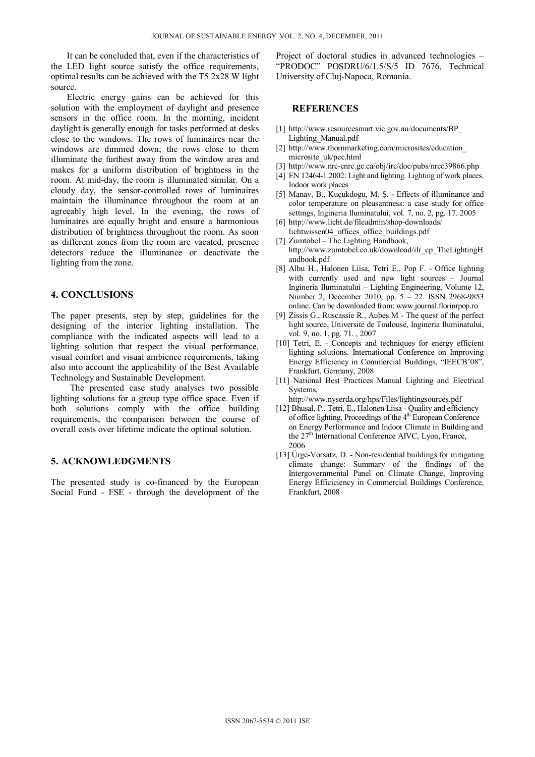It can be concluded that, even if the characteristics of the LED light source satisfy the office requirements, optimal results can be achieved with the T5 2x28 W light source.

Electric energy gains can be achieved for this solution with the employment of daylight and presence sensors in the office room. In the morning, incident daylight is generally enough for tasks performed at desks close to the windows. The rows of luminaires near the windows are dimmed down; the rows close to them illuminate the furthest away from the window area and makes for a uniform distribution of brightness in the room. At mid-day, the room is illuminated similar. On a cloudy day, the sensor-controlled rows of luminaires maintain the illuminance throughout the room at an agreeably high level. In the evening, the rows of luminaires are equally bright and ensure a harmonious distribution of brightness throughout the room. As soon as different zones from the room are vacated, presence detectors reduce the illuminance or deactivate the lighting from the zone.

## 4. CONCLUSIONS

The paper presents, step by step, guidelines for the designing of the interior lighting installation. The compliance with the indicated aspects will lead to a lighting solution that respect the visual performance, visual comfort and visual ambience requirements, taking also into account the applicability of the Best Available Technology and Sustainable Development.

The presented case study analyses two possible lighting solutions for a group type office space. Even if both solutions comply with the office building requirements, the comparison between the course of overall costs over lifetime indicate the optimal solution.

## 5. ACKNOWLEDGMENTS

The presented study is co-financed by the European Social Fund - FSE - through the development of the Project of doctoral studies in advanced technologies – "PRODOC" POSDRU/6/1.5/S/5 ID 7676, Technical University of Cluj-Napoca, Romania.

## REFERENCES

[1] http://www.resourcesmart.vic.gov.au/documents/BP_Lighting_Manual.pdf

[2] http://www.thornmarketing.com/microsites/education_microsite_uk/pec.html

[3] http://www.nrc-cnrc.gc.ca/obj/irc/doc/pubs/nrcc39866.php

[4] EN 12464-1:2002: Light and lighting. Lighting of work places. Indoor work places

[5] Manav, B., Kuçukdogu, M. Ş. - Effects of illuminance and color temperature on pleasantness: a case study for office settings, Ingineria Iluminatului, vol. 7, no. 2, pg. 17. 2005

[6] http://www.licht.de/fileadmin/shop-downloads/lichtwissen04_offices_office_buildings.pdf

[7] Zumtobel – The Lighting Handbook, http://www.zumtobel.co.uk/download/ilr_cp_TheLightingHandbook.pdf

[8] Albu H., Halonen Liisa, Tetri E., Pop F. - Office lighting with currently used and new light sources – Journal Ingineria Iluminatului – Lighting Engineering, Volume 12, Number 2, December 2010, pp. 5 – 22. ISSN 2968-9853 online. Can be downloaded from: www.journal.florinrpop.ro

[9] Zissis G., Ruscassie R., Aubes M - The quest of the perfect light source, Universite de Toulouse, Ingineria Iluminatului, vol. 9, no. 1, pg. 71. , 2007

[10] Tetri, E. - Concepts and techniques for energy efficient lighting solutions. International Conference on Improving Energy Efficiency in Commercial Buildings, "IEECB'08", Frankfurt, Germany, 2008

[11] National Best Practices Manual Lighting and Electrical Systems, http://www.nyserda.org/hps/Files/lightingsources.pdf

[12] Bhusal, P., Tetri, E., Halonen Liisa - Quality and efficiency of office lighting, Proceedings of the 4th European Conference on Energy Performance and Indoor Climate in Building and the 27th International Conference AIVC, Lyon, France, 2006

[13] Ürge-Vorsatz, D. - Non-residential buildings for mitigating climate change: Summary of the findings of the Intergovernmental Panel on Climate Change, Improving Energy Efficiciency in Commercial Buildings Conference, Frankfurt, 2008